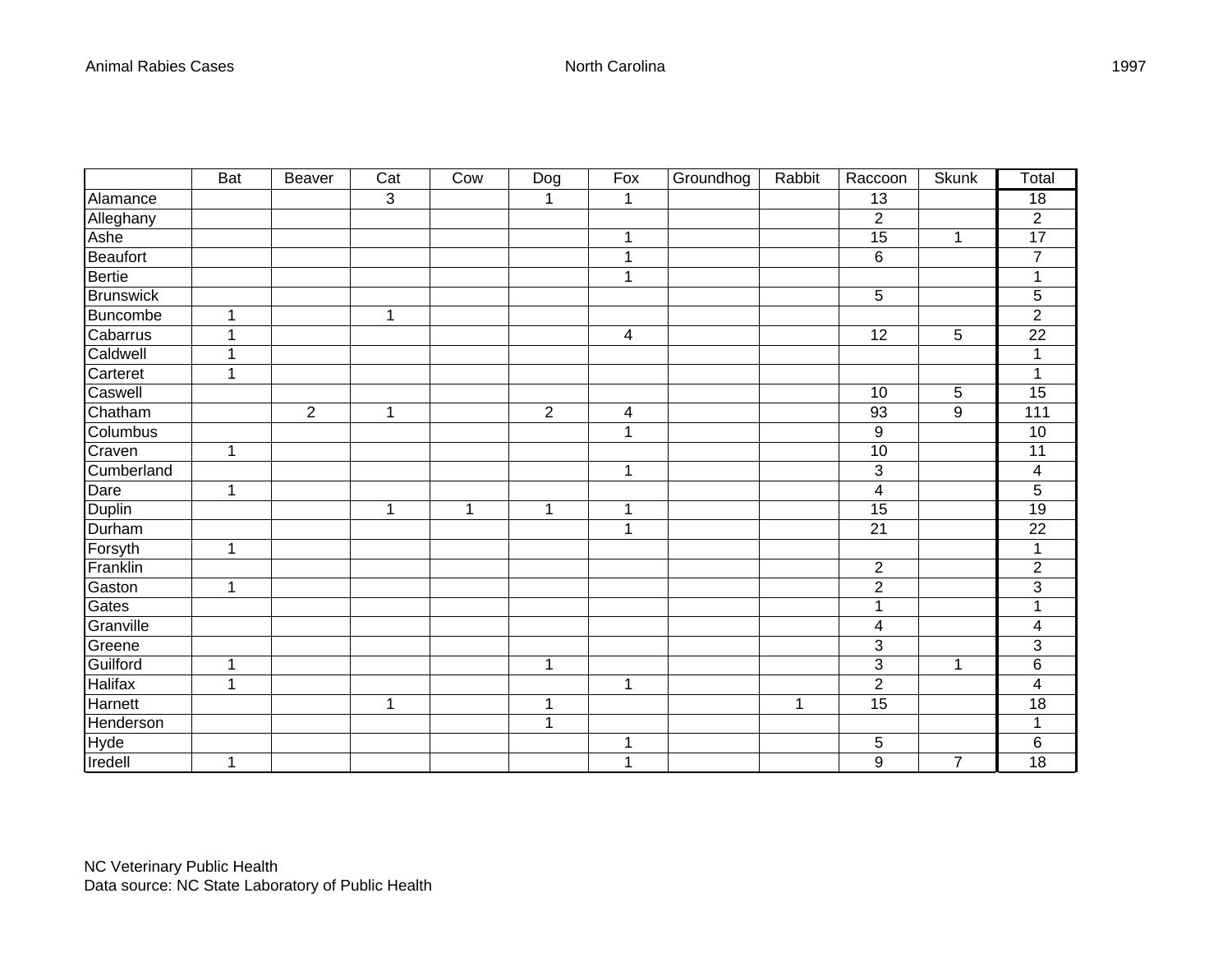Animal Rabies Cases North Carolina 1997

| | Bat | Beaver | Cat | Cow | Dog | Fox | Groundhog | Rabbit | Raccoon | Skunk | Total |
|---|---|---|---|---|---|---|---|---|---|---|---|
| Alamance | | | 3 | | 1 | 1 | | | 13 | | 18 |
| Alleghany | | | | | | | | | 2 | | 2 |
| Ashe | | | | | | 1 | | | 15 | 1 | 17 |
| Beaufort | | | | | | 1 | | | 6 | | 7 |
| Bertie | | | | | | 1 | | | | | 1 |
| Brunswick | | | | | | | | | 5 | | 5 |
| Buncombe | 1 | | 1 | | | | | | | | 2 |
| Cabarrus | 1 | | | | | 4 | | | 12 | 5 | 22 |
| Caldwell | 1 | | | | | | | | | | 1 |
| Carteret | 1 | | | | | | | | | | 1 |
| Caswell | | | | | | | | | 10 | 5 | 15 |
| Chatham | | 2 | 1 | | 2 | 4 | | | 93 | 9 | 111 |
| Columbus | | | | | | 1 | | | 9 | | 10 |
| Craven | 1 | | | | | | | | 10 | | 11 |
| Cumberland | | | | | | 1 | | | 3 | | 4 |
| Dare | 1 | | | | | | | | 4 | | 5 |
| Duplin | | | 1 | 1 | 1 | 1 | | | 15 | | 19 |
| Durham | | | | | | 1 | | | 21 | | 22 |
| Forsyth | 1 | | | | | | | | | | 1 |
| Franklin | | | | | | | | | 2 | | 2 |
| Gaston | 1 | | | | | | | | 2 | | 3 |
| Gates | | | | | | | | | 1 | | 1 |
| Granville | | | | | | | | | 4 | | 4 |
| Greene | | | | | | | | | 3 | | 3 |
| Guilford | 1 | | | | 1 | | | | 3 | 1 | 6 |
| Halifax | 1 | | | | | 1 | | | 2 | | 4 |
| Harnett | | | 1 | | 1 | | | 1 | 15 | | 18 |
| Henderson | | | | | 1 | | | | | | 1 |
| Hyde | | | | | | 1 | | | 5 | | 6 |
| Iredell | 1 | | | | | 1 | | | 9 | 7 | 18 |

NC Veterinary Public Health
Data source: NC State Laboratory of Public Health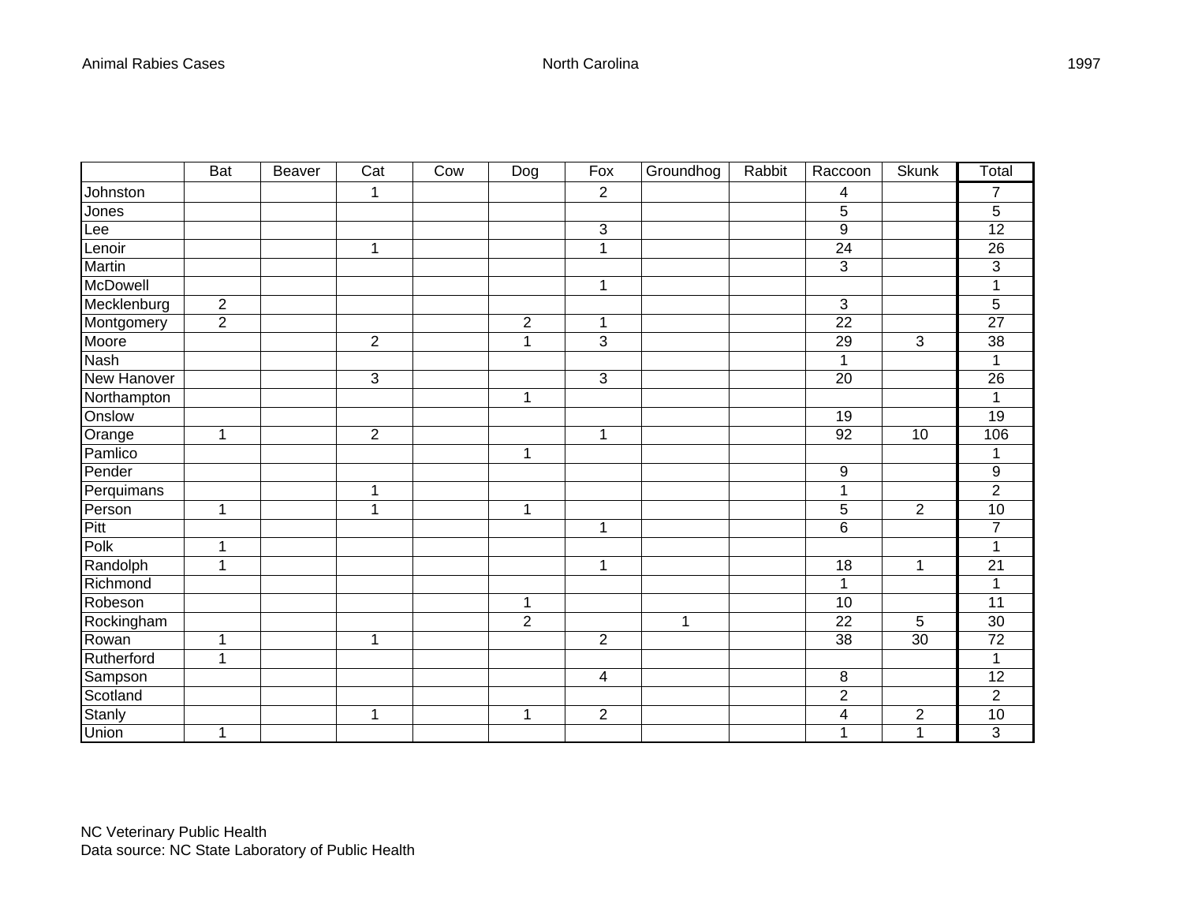| | Bat | Beaver | Cat | Cow | Dog | Fox | Groundhog | Rabbit | Raccoon | Skunk | Total |
|---|---|---|---|---|---|---|---|---|---|---|---|
| Johnston | | | 1 | | | 2 | | | 4 | | 7 |
| Jones | | | | | | | | | 5 | | 5 |
| Lee | | | | | | 3 | | | 9 | | 12 |
| Lenoir | | | 1 | | | 1 | | | 24 | | 26 |
| Martin | | | | | | | | | 3 | | 3 |
| McDowell | | | | | | 1 | | | | | 1 |
| Mecklenburg | 2 | | | | | | | | 3 | | 5 |
| Montgomery | 2 | | | | 2 | 1 | | | 22 | | 27 |
| Moore | | | 2 | | 1 | 3 | | | 29 | 3 | 38 |
| Nash | | | | | | | | | 1 | | 1 |
| New Hanover | | | 3 | | | 3 | | | 20 | | 26 |
| Northampton | | | | | 1 | | | | | | 1 |
| Onslow | | | | | | | | | 19 | | 19 |
| Orange | 1 | | 2 | | | 1 | | | 92 | 10 | 106 |
| Pamlico | | | | | 1 | | | | | | 1 |
| Pender | | | | | | | | | 9 | | 9 |
| Perquimans | | | 1 | | | | | | 1 | | 2 |
| Person | 1 | | 1 | | 1 | | | | 5 | 2 | 10 |
| Pitt | | | | | | 1 | | | 6 | | 7 |
| Polk | 1 | | | | | | | | | | 1 |
| Randolph | 1 | | | | | 1 | | | 18 | 1 | 21 |
| Richmond | | | | | | | | | 1 | | 1 |
| Robeson | | | | | 1 | | | | 10 | | 11 |
| Rockingham | | | | | 2 | | 1 | | 22 | 5 | 30 |
| Rowan | 1 | | 1 | | | 2 | | | 38 | 30 | 72 |
| Rutherford | 1 | | | | | | | | | | 1 |
| Sampson | | | | | | 4 | | | 8 | | 12 |
| Scotland | | | | | | | | | 2 | | 2 |
| Stanly | | | 1 | | 1 | 2 | | | 4 | 2 | 10 |
| Union | 1 | | | | | | | | 1 | 1 | 3 |

NC Veterinary Public Health
Data source: NC State Laboratory of Public Health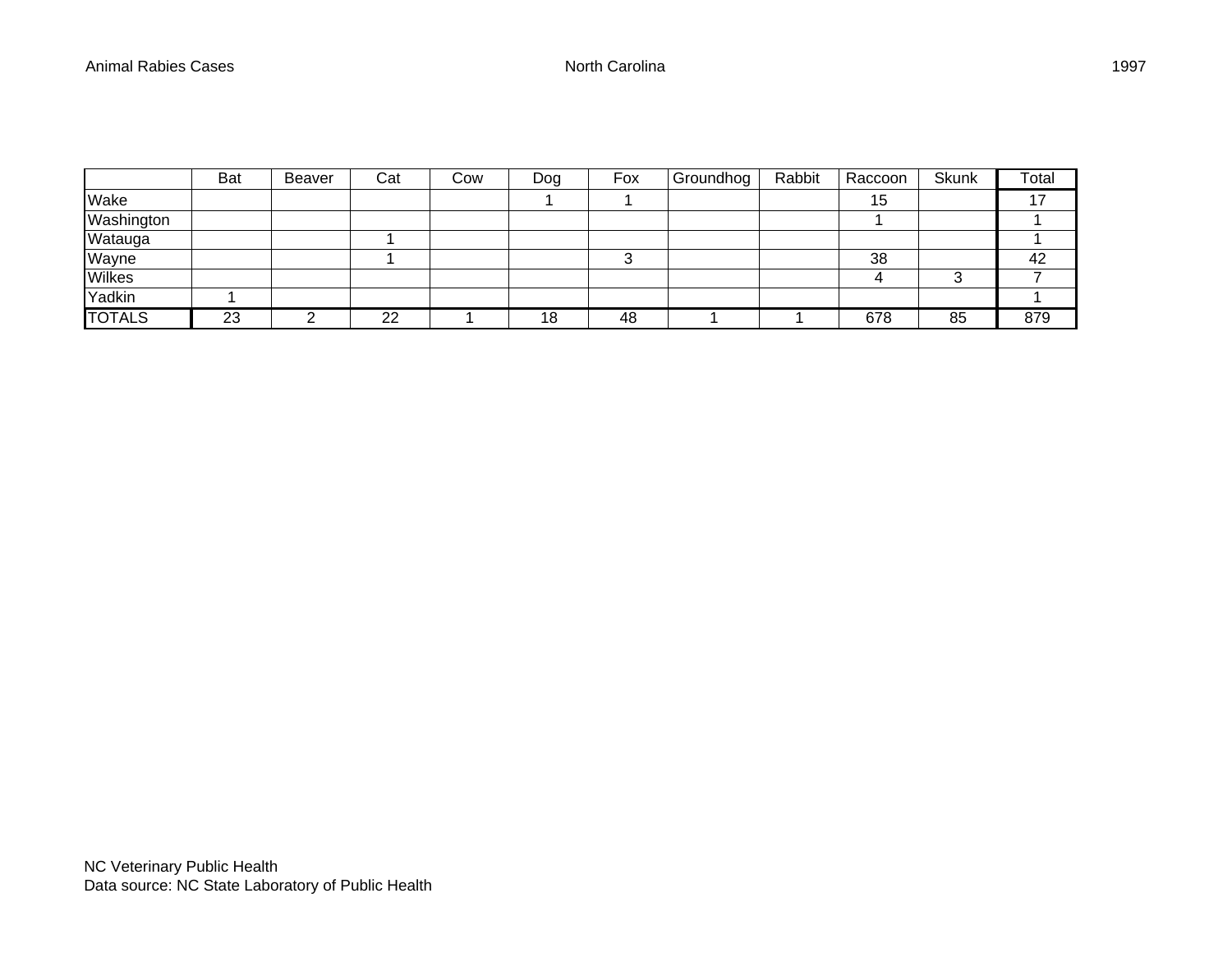| | Bat | Beaver | Cat | Cow | Dog | Fox | Groundhog | Rabbit | Raccoon | Skunk | Total |
|---|---|---|---|---|---|---|---|---|---|---|---|
| Wake | | | | | 1 | 1 | | | 15 | | 17 |
| Washington | | | | | | | | | 1 | | 1 |
| Watauga | | | 1 | | | | | | | | 1 |
| Wayne | | | 1 | | | 3 | | | 38 | | 42 |
| Wilkes | | | | | | | | | 4 | 3 | 7 |
| Yadkin | 1 | | | | | | | | | | 1 |
| TOTALS | 23 | 2 | 22 | 1 | 18 | 48 | 1 | 1 | 678 | 85 | 879 |

NC Veterinary Public Health
Data source: NC State Laboratory of Public Health